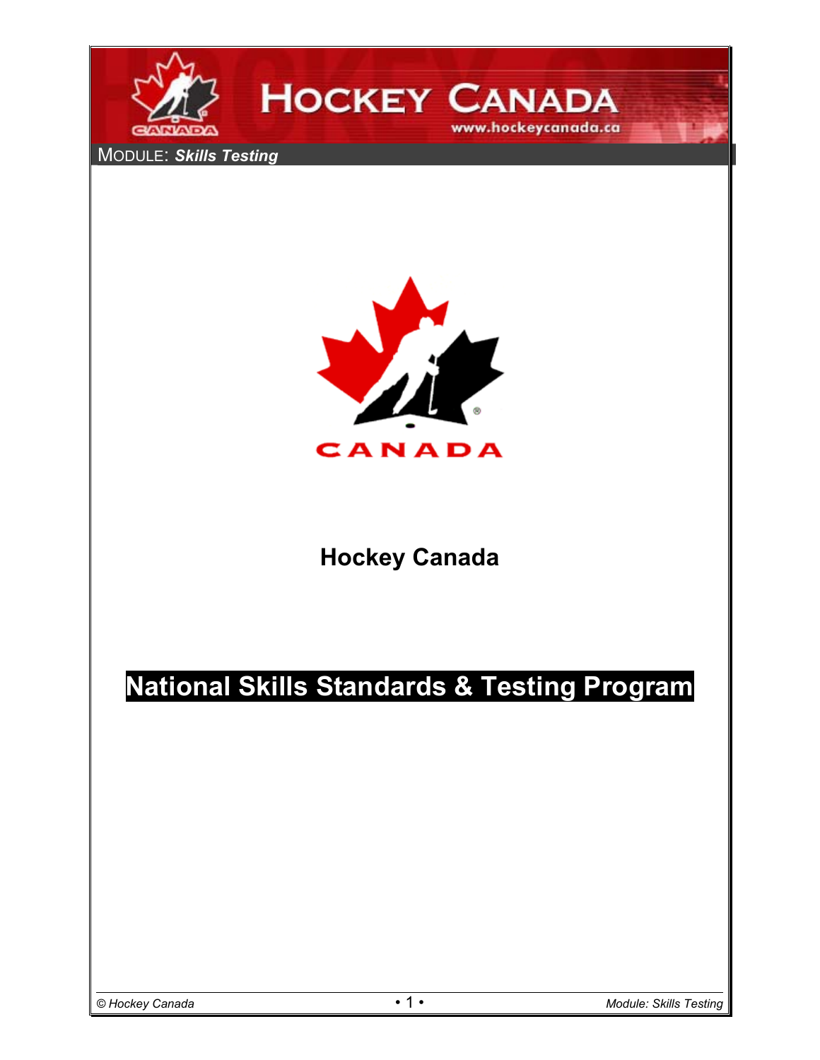MODULE: ***Skills Testing***

# Hockey Canada

# National Skills Standards & Testing Program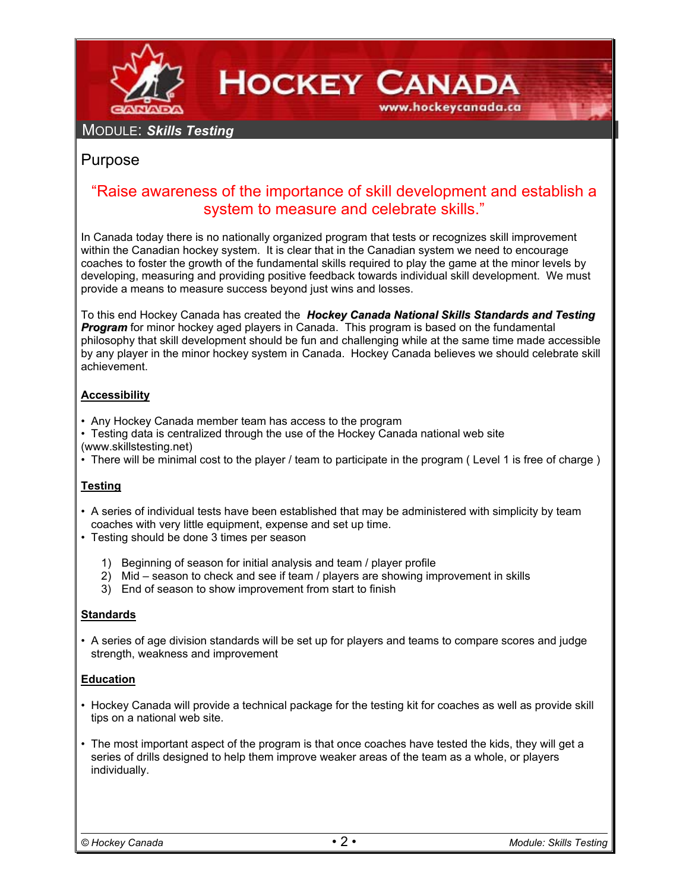## Module: *Skills Testing*

## Purpose

"Raise awareness of the importance of skill development and establish a system to measure and celebrate skills."

In Canada today there is no nationally organized program that tests or recognizes skill improvement within the Canadian hockey system. It is clear that in the Canadian system we need to encourage coaches to foster the growth of the fundamental skills required to play the game at the minor levels by developing, measuring and providing positive feedback towards individual skill development. We must provide a means to measure success beyond just wins and losses.

To this end Hockey Canada has created the ***Hockey Canada National Skills Standards and Testing Program*** for minor hockey aged players in Canada. This program is based on the fundamental philosophy that skill development should be fun and challenging while at the same time made accessible by any player in the minor hockey system in Canada. Hockey Canada believes we should celebrate skill achievement.

### Accessibility

- Any Hockey Canada member team has access to the program
- Testing data is centralized through the use of the Hockey Canada national web site (www.skillstesting.net)
- There will be minimal cost to the player / team to participate in the program ( Level 1 is free of charge )

### Testing

- A series of individual tests have been established that may be administered with simplicity by team coaches with very little equipment, expense and set up time.
- Testing should be done 3 times per season

1) Beginning of season for initial analysis and team / player profile
2) Mid – season to check and see if team / players are showing improvement in skills
3) End of season to show improvement from start to finish

### Standards

- A series of age division standards will be set up for players and teams to compare scores and judge strength, weakness and improvement

### Education

- Hockey Canada will provide a technical package for the testing kit for coaches as well as provide skill tips on a national web site.

- The most important aspect of the program is that once coaches have tested the kids, they will get a series of drills designed to help them improve weaker areas of the team as a whole, or players individually.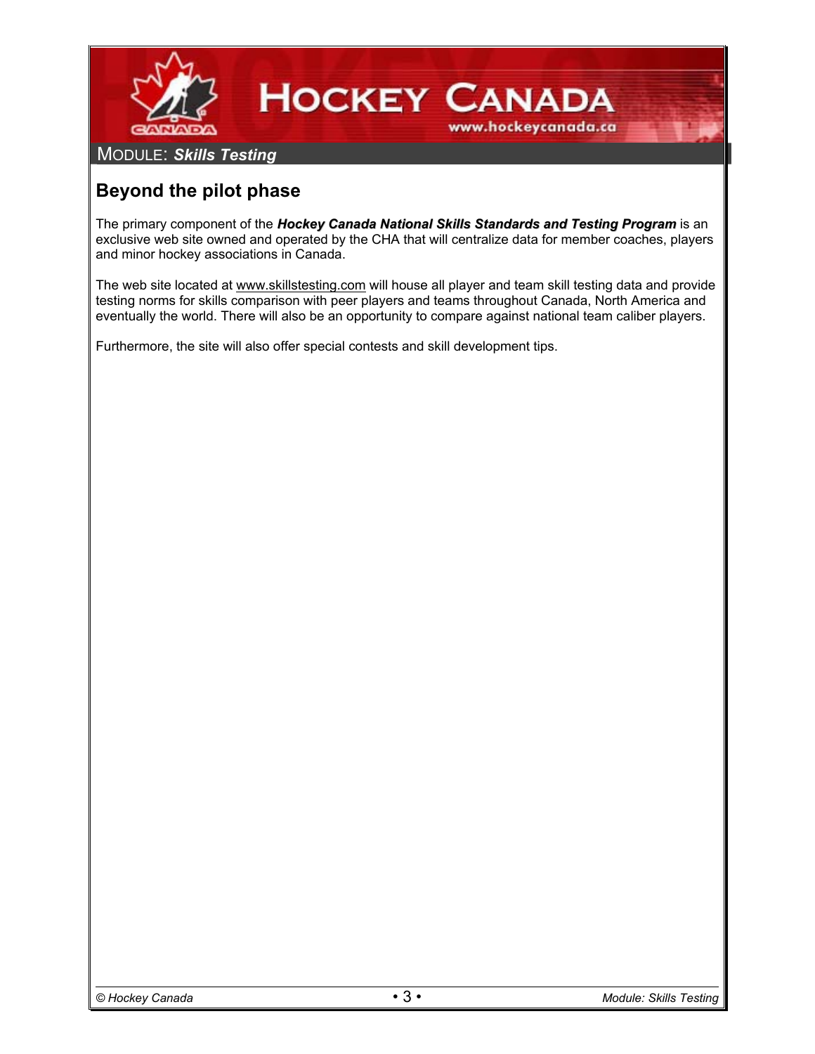MODULE: ***Skills Testing***

## Beyond the pilot phase

The primary component of the ***Hockey Canada National Skills Standards and Testing Program*** is an exclusive web site owned and operated by the CHA that will centralize data for member coaches, players and minor hockey associations in Canada.

The web site located at www.skillstesting.com will house all player and team skill testing data and provide testing norms for skills comparison with peer players and teams throughout Canada, North America and eventually the world. There will also be an opportunity to compare against national team caliber players.

Furthermore, the site will also offer special contests and skill development tips.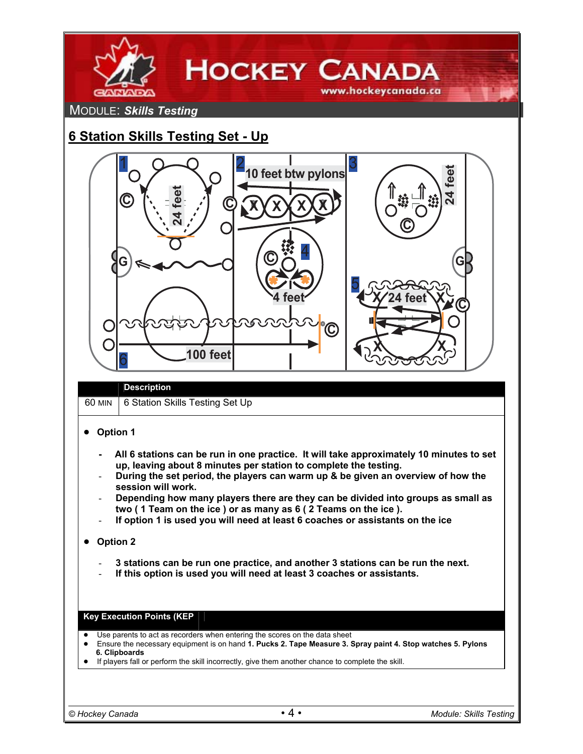MODULE: ***Skills Testing***

## 6 Station Skills Testing Set - Up

| | Description |
|---|---|
| 60 MIN | 6 Station Skills Testing Set Up |

- **Option 1**
  - **All 6 stations can be run in one practice. It will take approximately 10 minutes to set up, leaving about 8 minutes per station to complete the testing.**
  - **During the set period, the players can warm up & be given an overview of how the session will work.**
  - **Depending how many players there are they can be divided into groups as small as two ( 1 Team on the ice ) or as many as 6 ( 2 Teams on the ice ).**
  - **If option 1 is used you will need at least 6 coaches or assistants on the ice**

- **Option 2**
  - **3 stations can be run one practice, and another 3 stations can be run the next.**
  - **If this option is used you will need at least 3 coaches or assistants.**

**Key Execution Points (KEP**

- Use parents to act as recorders when entering the scores on the data sheet
- Ensure the necessary equipment is on hand **1. Pucks 2. Tape Measure 3. Spray paint 4. Stop watches 5. Pylons 6. Clipboards**
- If players fall or perform the skill incorrectly, give them another chance to complete the skill.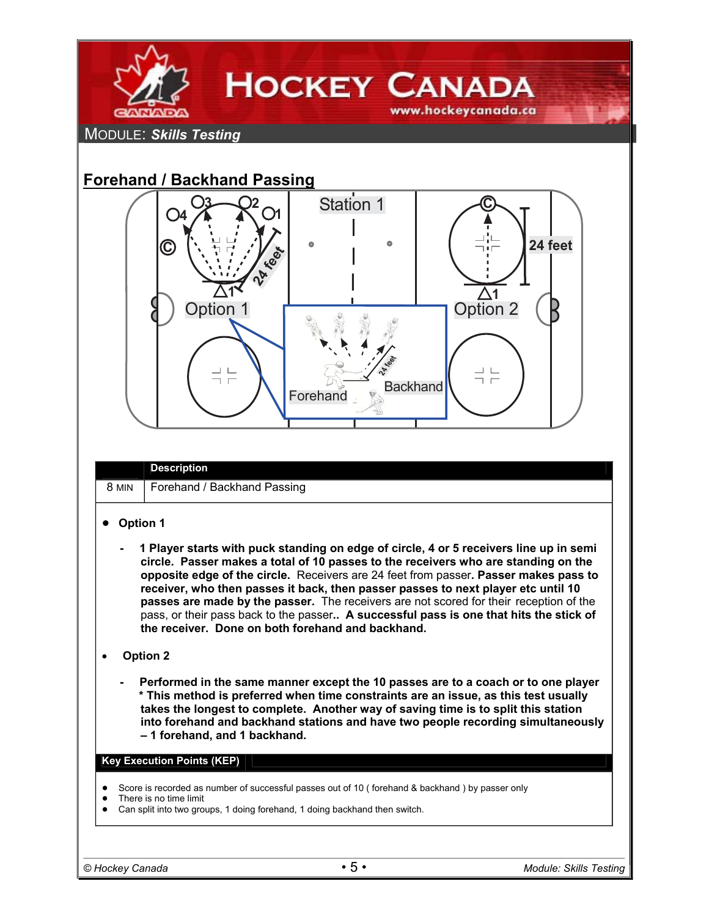MODULE: *Skills Testing*

## Forehand / Backhand Passing

| | Description |
|---|---|
| 8 MIN | Forehand / Backhand Passing |

- **Option 1**
  - **1 Player starts with puck standing on edge of circle, 4 or 5 receivers line up in semi circle. Passer makes a total of 10 passes to the receivers who are standing on the opposite edge of the circle.** Receivers are 24 feet from passer**. Passer makes pass to receiver, who then passes it back, then passer passes to next player etc until 10 passes are made by the passer.** The receivers are not scored for their reception of the pass, or their pass back to the passer**. A successful pass is one that hits the stick of the receiver. Done on both forehand and backhand.**

- **Option 2**
  - **Performed in the same manner except the 10 passes are to a coach or to one player \* This method is preferred when time constraints are an issue, as this test usually takes the longest to complete. Another way of saving time is to split this station into forehand and backhand stations and have two people recording simultaneously – 1 forehand, and 1 backhand.**

**Key Execution Points (KEP)**

- Score is recorded as number of successful passes out of 10 ( forehand & backhand ) by passer only
- There is no time limit
- Can split into two groups, 1 doing forehand, 1 doing backhand then switch.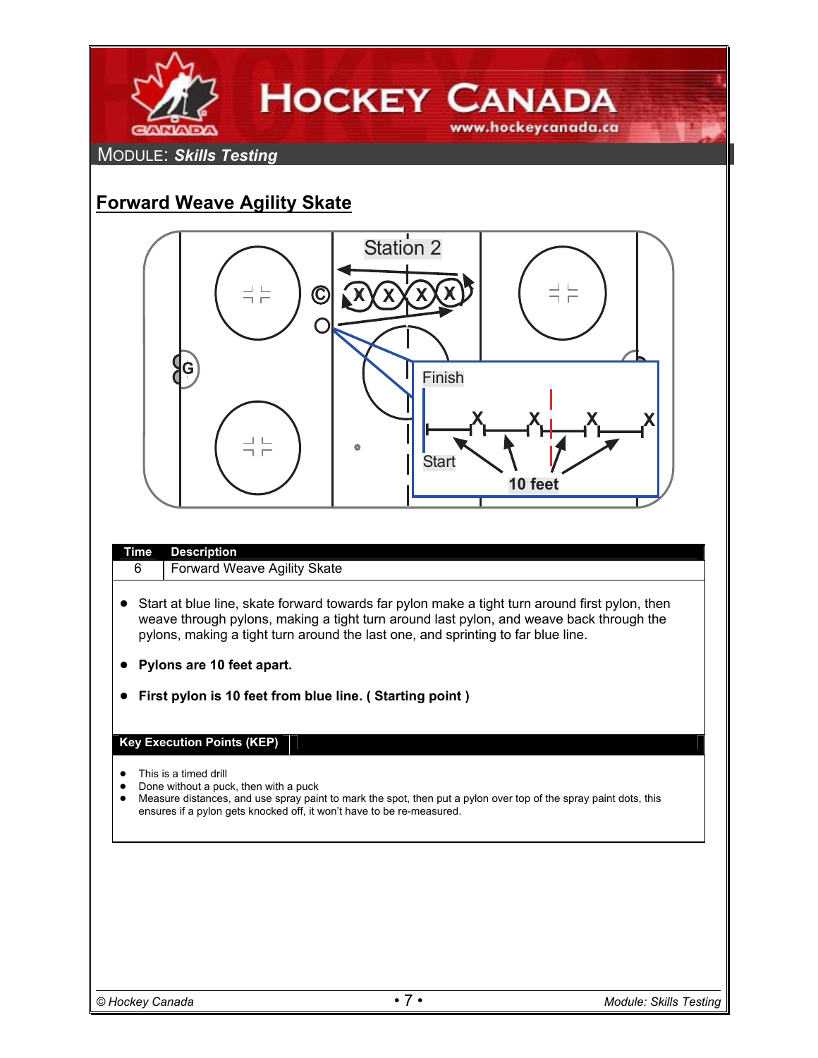## MODULE: *Skills Testing*

## Forward Weave Agility Skate

| Time | Description |
| --- | --- |
| 6 | Forward Weave Agility Skate |

- Start at blue line, skate forward towards far pylon make a tight turn around first pylon, then weave through pylons, making a tight turn around last pylon, and weave back through the pylons, making a tight turn around the last one, and sprinting to far blue line.
- **Pylons are 10 feet apart.**
- **First pylon is 10 feet from blue line. ( Starting point )**

### Key Execution Points (KEP)

- This is a timed drill
- Done without a puck, then with a puck
- Measure distances, and use spray paint to mark the spot, then put a pylon over top of the spray paint dots, this ensures if a pylon gets knocked off, it won't have to be re-measured.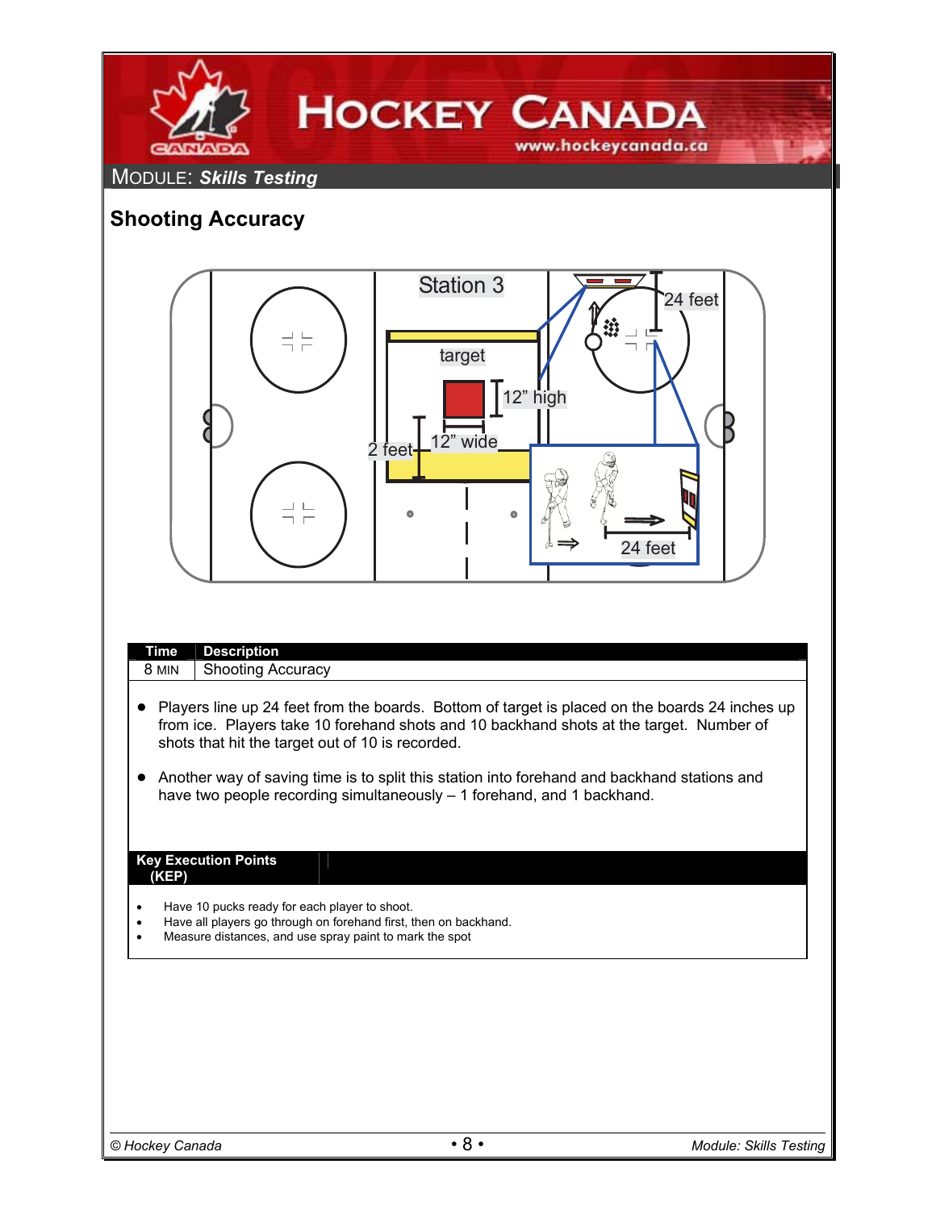MODULE: ***Skills Testing***

## Shooting Accuracy

Station 3

target

12" high

12" wide

2 feet

24 feet

24 feet

| Time | Description |
|---|---|
| 8 MIN | Shooting Accuracy |

- Players line up 24 feet from the boards. Bottom of target is placed on the boards 24 inches up from ice. Players take 10 forehand shots and 10 backhand shots at the target. Number of shots that hit the target out of 10 is recorded.
- Another way of saving time is to split this station into forehand and backhand stations and have two people recording simultaneously – 1 forehand, and 1 backhand.

**Key Execution Points (KEP)**

- Have 10 pucks ready for each player to shoot.
- Have all players go through on forehand first, then on backhand.
- Measure distances, and use spray paint to mark the spot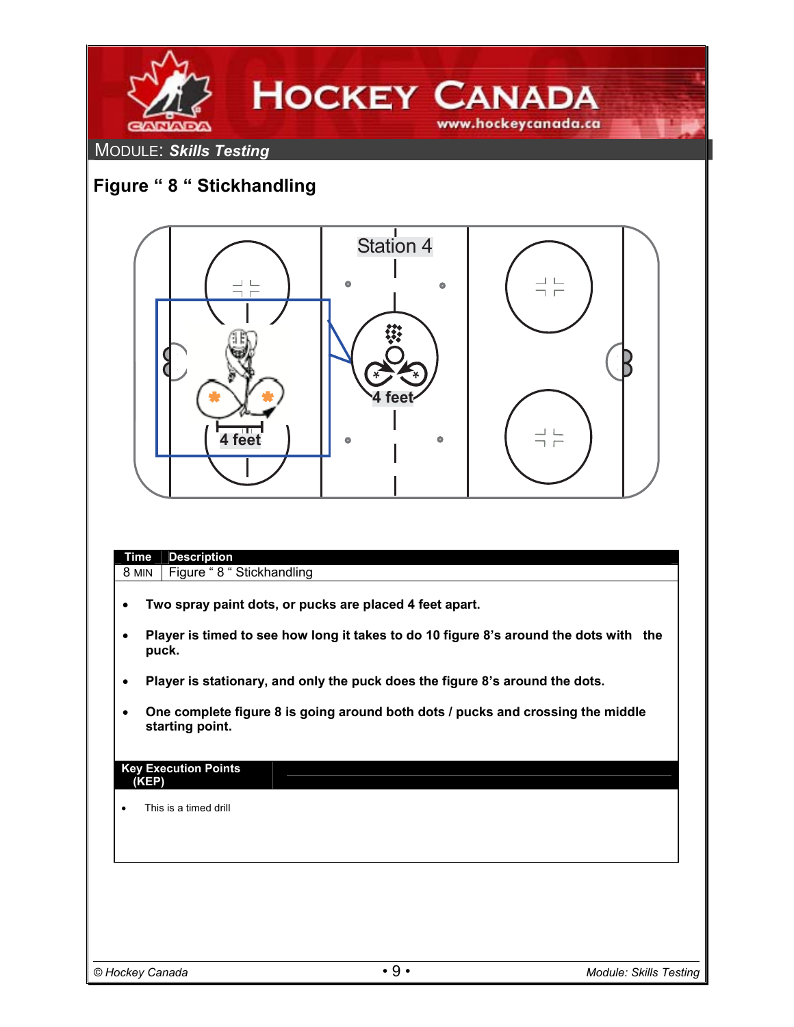MODULE: ***Skills Testing***

## Figure " 8 " Stickhandling

| Time | Description |
|---|---|
| 8 MIN | Figure " 8 " Stickhandling |

- **Two spray paint dots, or pucks are placed 4 feet apart.**
- **Player is timed to see how long it takes to do 10 figure 8's around the dots with the puck.**
- **Player is stationary, and only the puck does the figure 8's around the dots.**
- **One complete figure 8 is going around both dots / pucks and crossing the middle starting point.**

**Key Execution Points (KEP)**

- This is a timed drill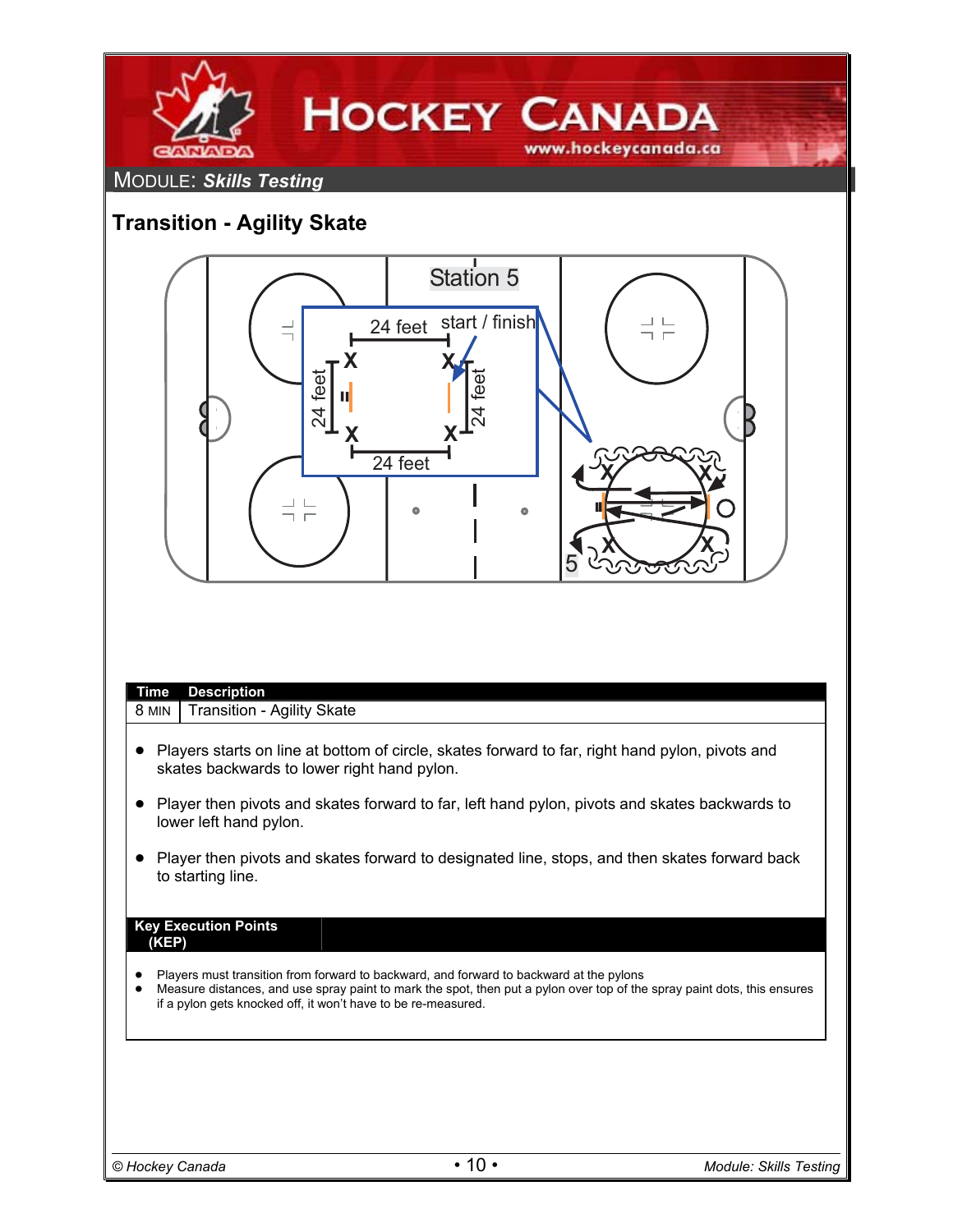MODULE: ***Skills Testing***

## Transition - Agility Skate

Station 5

24 feet   start / finish

24 feet   24 feet

24 feet

5

| Time | Description |
|---|---|
| 8 MIN | Transition - Agility Skate |

- Players starts on line at bottom of circle, skates forward to far, right hand pylon, pivots and skates backwards to lower right hand pylon.
- Player then pivots and skates forward to far, left hand pylon, pivots and skates backwards to lower left hand pylon.
- Player then pivots and skates forward to designated line, stops, and then skates forward back to starting line.

**Key Execution Points (KEP)**

- Players must transition from forward to backward, and forward to backward at the pylons
- Measure distances, and use spray paint to mark the spot, then put a pylon over top of the spray paint dots, this ensures if a pylon gets knocked off, it won't have to be re-measured.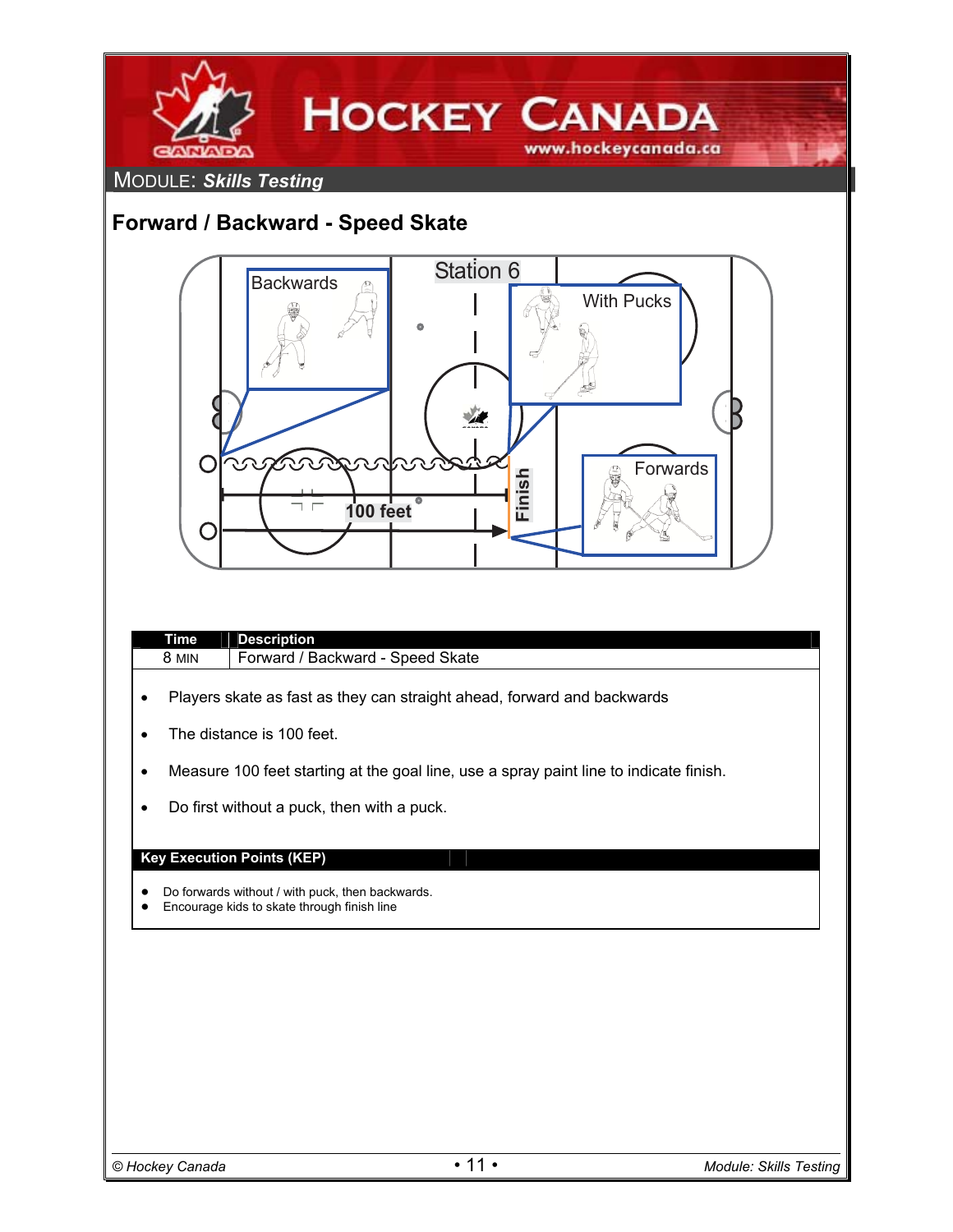MODULE: ***Skills Testing***

## Forward / Backward - Speed Skate

| Time | Description |
| --- | --- |
| 8 MIN | Forward / Backward - Speed Skate |

- Players skate as fast as they can straight ahead, forward and backwards
- The distance is 100 feet.
- Measure 100 feet starting at the goal line, use a spray paint line to indicate finish.
- Do first without a puck, then with a puck.

**Key Execution Points (KEP)**

- Do forwards without / with puck, then backwards.
- Encourage kids to skate through finish line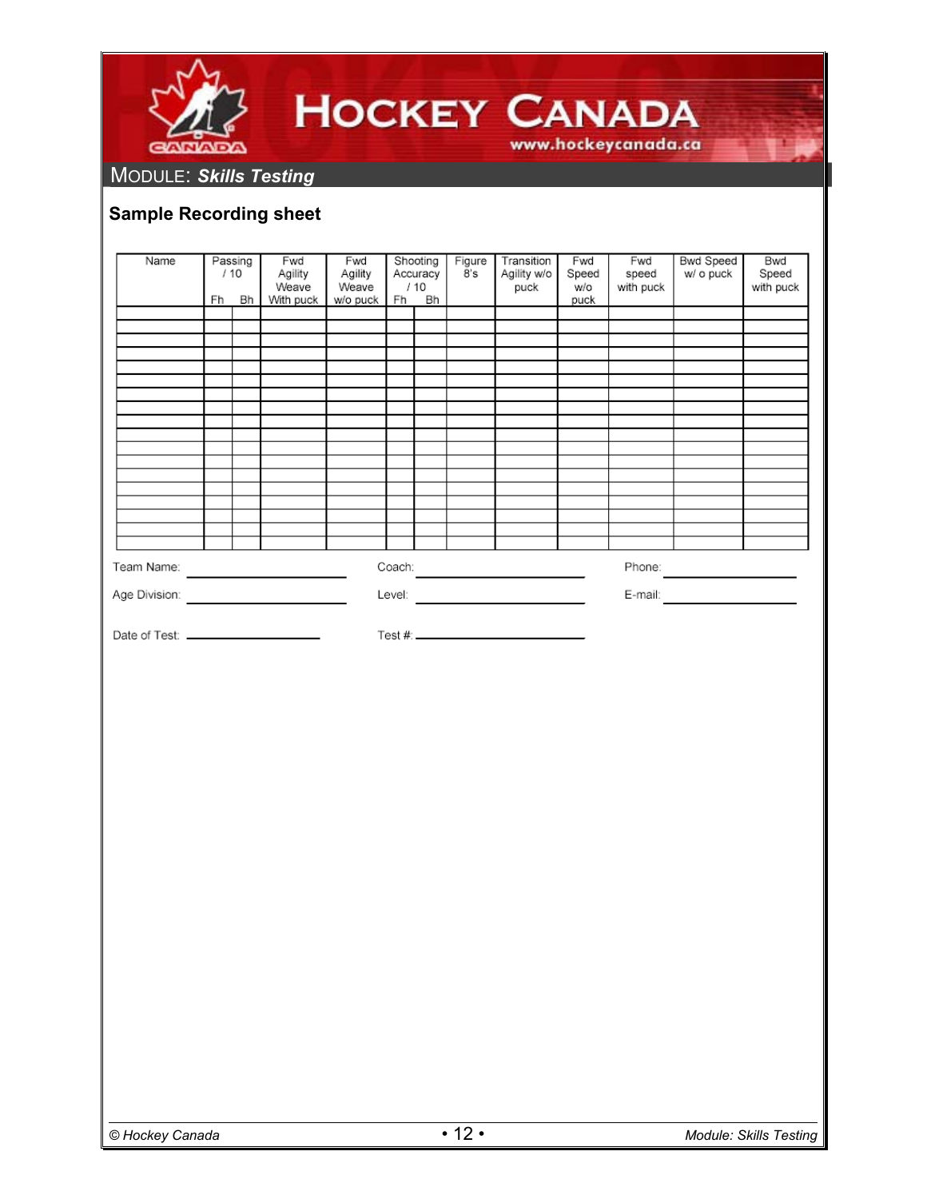MODULE: *Skills Testing*

## Sample Recording sheet

| Name | Passing / 10 | | Fwd Agility Weave With puck | Fwd Agility Weave w/o puck | Shooting Accuracy / 10 | | Figure 8's | Transition Agility w/o puck | Fwd Speed w/o puck | Fwd speed with puck | Bwd Speed w/ o puck | Bwd Speed with puck |
|---|---|---|---|---|---|---|---|---|---|---|---|---|
| | Fh | Bh | | | Fh | Bh | | | | | | |
| | | | | | | | | | | | | |
| | | | | | | | | | | | | |
| | | | | | | | | | | | | |
| | | | | | | | | | | | | |
| | | | | | | | | | | | | |
| | | | | | | | | | | | | |
| | | | | | | | | | | | | |
| | | | | | | | | | | | | |
| | | | | | | | | | | | | |
| | | | | | | | | | | | | |
| | | | | | | | | | | | | |
| | | | | | | | | | | | | |
| | | | | | | | | | | | | |
| | | | | | | | | | | | | |
| | | | | | | | | | | | | |
| | | | | | | | | | | | | |
| | | | | | | | | | | | | |
| | | | | | | | | | | | | |

Team Name: ____________________ Coach: ____________________ Phone: ____________________

Age Division: ____________________ Level: ____________________ E-mail: ____________________

Date of Test: ____________________ Test #: ____________________